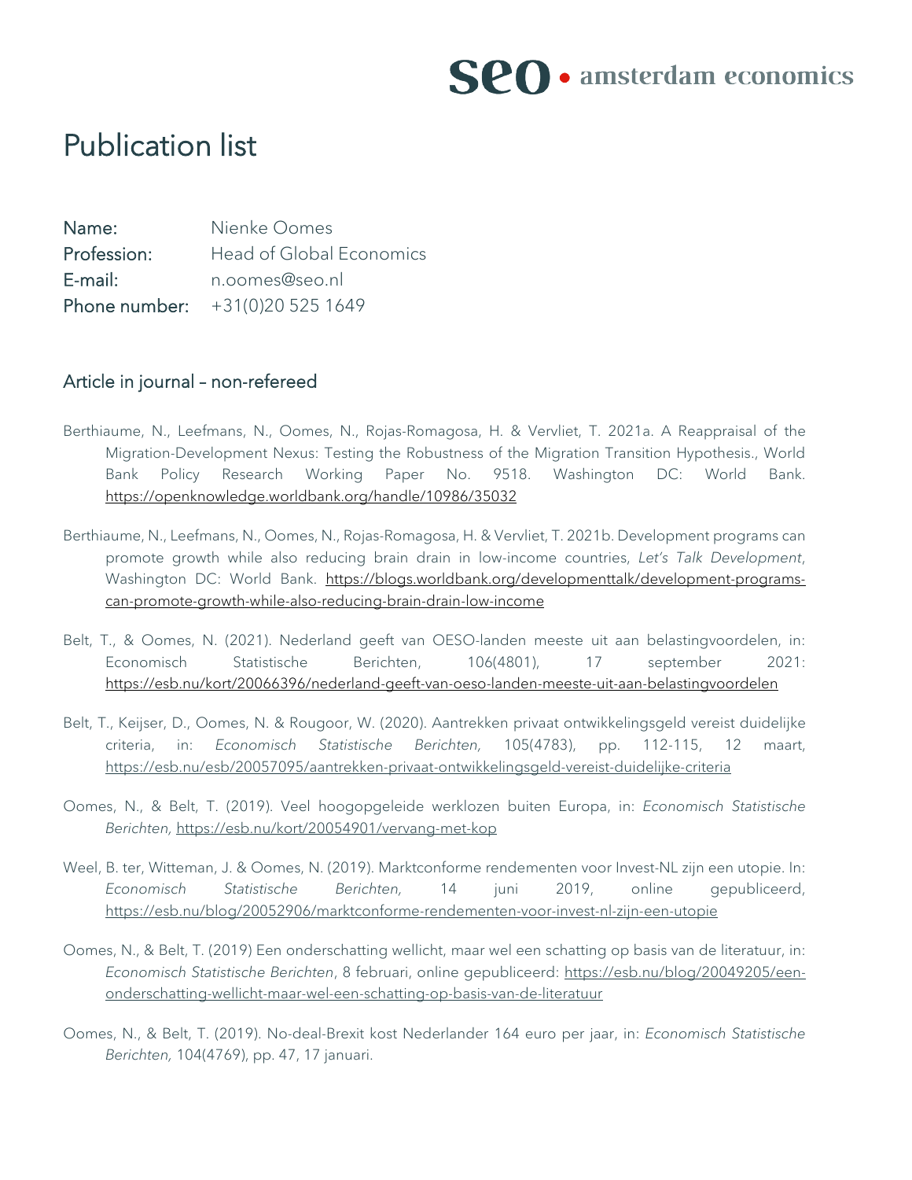# Publication list

**Name:** Nienke Oomes
**Profession:** Head of Global Economics
**E-mail:** n.oomes@seo.nl
**Phone number:** +31(0)20 525 1649

## Article in journal – non-refereed

Berthiaume, N., Leefmans, N., Oomes, N., Rojas-Romagosa, H. & Vervliet, T. 2021a. A Reappraisal of the Migration-Development Nexus: Testing the Robustness of the Migration Transition Hypothesis., World Bank Policy Research Working Paper No. 9518. Washington DC: World Bank. https://openknowledge.worldbank.org/handle/10986/35032

Berthiaume, N., Leefmans, N., Oomes, N., Rojas-Romagosa, H. & Vervliet, T. 2021b. Development programs can promote growth while also reducing brain drain in low-income countries, *Let's Talk Development*, Washington DC: World Bank. https://blogs.worldbank.org/developmenttalk/development-programs-can-promote-growth-while-also-reducing-brain-drain-low-income

Belt, T., & Oomes, N. (2021). Nederland geeft van OESO-landen meeste uit aan belastingvoordelen, in: Economisch Statistische Berichten, 106(4801), 17 september 2021: https://esb.nu/kort/20066396/nederland-geeft-van-oeso-landen-meeste-uit-aan-belastingvoordelen

Belt, T., Keijser, D., Oomes, N. & Rougoor, W. (2020). Aantrekken privaat ontwikkelingsgeld vereist duidelijke criteria, in: *Economisch Statistische Berichten,* 105(4783), pp. 112-115, 12 maart, https://esb.nu/esb/20057095/aantrekken-privaat-ontwikkelingsgeld-vereist-duidelijke-criteria

Oomes, N., & Belt, T. (2019). Veel hoogopgeleide werklozen buiten Europa, in: *Economisch Statistische Berichten,* https://esb.nu/kort/20054901/vervang-met-kop

Weel, B. ter, Witteman, J. & Oomes, N. (2019). Marktconforme rendementen voor Invest-NL zijn een utopie. In: *Economisch Statistische Berichten,* 14 juni 2019, online gepubliceerd, https://esb.nu/blog/20052906/marktconforme-rendementen-voor-invest-nl-zijn-een-utopie

Oomes, N., & Belt, T. (2019) Een onderschatting wellicht, maar wel een schatting op basis van de literatuur, in: *Economisch Statistische Berichten*, 8 februari, online gepubliceerd: https://esb.nu/blog/20049205/een-onderschatting-wellicht-maar-wel-een-schatting-op-basis-van-de-literatuur

Oomes, N., & Belt, T. (2019). No-deal-Brexit kost Nederlander 164 euro per jaar, in: *Economisch Statistische Berichten,* 104(4769), pp. 47, 17 januari.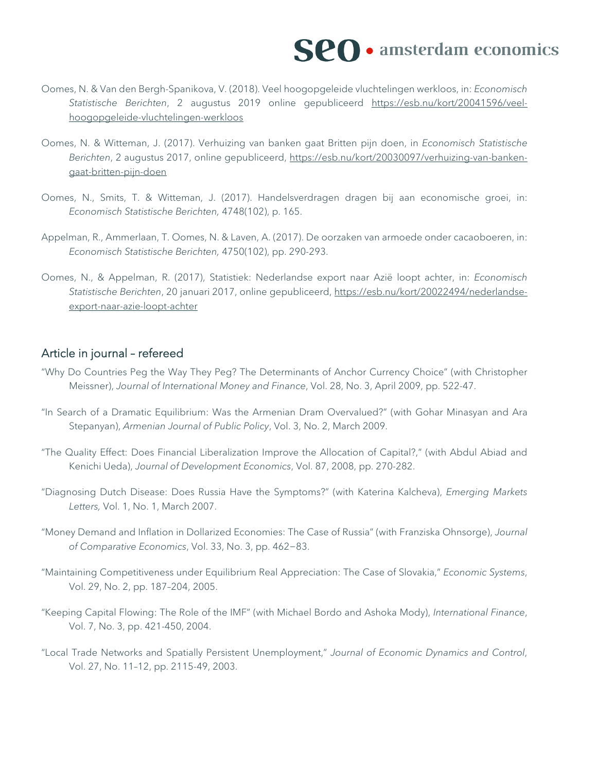Oomes, N. & Van den Bergh-Spanikova, V. (2018). Veel hoogopgeleide vluchtelingen werkloos, in: *Economisch Statistische Berichten*, 2 augustus 2019 online gepubliceerd https://esb.nu/kort/20041596/veel-hoogopgeleide-vluchtelingen-werkloos

Oomes, N. & Witteman, J. (2017). Verhuizing van banken gaat Britten pijn doen, in *Economisch Statistische Berichten*, 2 augustus 2017, online gepubliceerd, https://esb.nu/kort/20030097/verhuizing-van-banken-gaat-britten-pijn-doen

Oomes, N., Smits, T. & Witteman, J. (2017). Handelsverdragen dragen bij aan economische groei, in: *Economisch Statistische Berichten,* 4748(102), p. 165.

Appelman, R., Ammerlaan, T. Oomes, N. & Laven, A. (2017). De oorzaken van armoede onder cacaoboeren, in: *Economisch Statistische Berichten,* 4750(102), pp. 290-293.

Oomes, N., & Appelman, R. (2017), Statistiek: Nederlandse export naar Azië loopt achter, in: *Economisch Statistische Berichten*, 20 januari 2017, online gepubliceerd, https://esb.nu/kort/20022494/nederlandse-export-naar-azie-loopt-achter

## Article in journal – refereed

"Why Do Countries Peg the Way They Peg? The Determinants of Anchor Currency Choice" (with Christopher Meissner), *Journal of International Money and Finance*, Vol. 28, No. 3, April 2009, pp. 522-47.

"In Search of a Dramatic Equilibrium: Was the Armenian Dram Overvalued?" (with Gohar Minasyan and Ara Stepanyan), *Armenian Journal of Public Policy*, Vol. 3, No. 2, March 2009.

"The Quality Effect: Does Financial Liberalization Improve the Allocation of Capital?," (with Abdul Abiad and Kenichi Ueda), *Journal of Development Economics*, Vol. 87, 2008, pp. 270-282.

"Diagnosing Dutch Disease: Does Russia Have the Symptoms?" (with Katerina Kalcheva), *Emerging Markets Letters,* Vol. 1, No. 1, March 2007.

"Money Demand and Inflation in Dollarized Economies: The Case of Russia" (with Franziska Ohnsorge), *Journal of Comparative Economics*, Vol. 33, No. 3, pp. 462—83.

"Maintaining Competitiveness under Equilibrium Real Appreciation: The Case of Slovakia," *Economic Systems*, Vol. 29, No. 2, pp. 187–204, 2005.

"Keeping Capital Flowing: The Role of the IMF" (with Michael Bordo and Ashoka Mody), *International Finance*, Vol. 7, No. 3, pp. 421-450, 2004.

"Local Trade Networks and Spatially Persistent Unemployment," *Journal of Economic Dynamics and Control*, Vol. 27, No. 11–12, pp. 2115-49, 2003.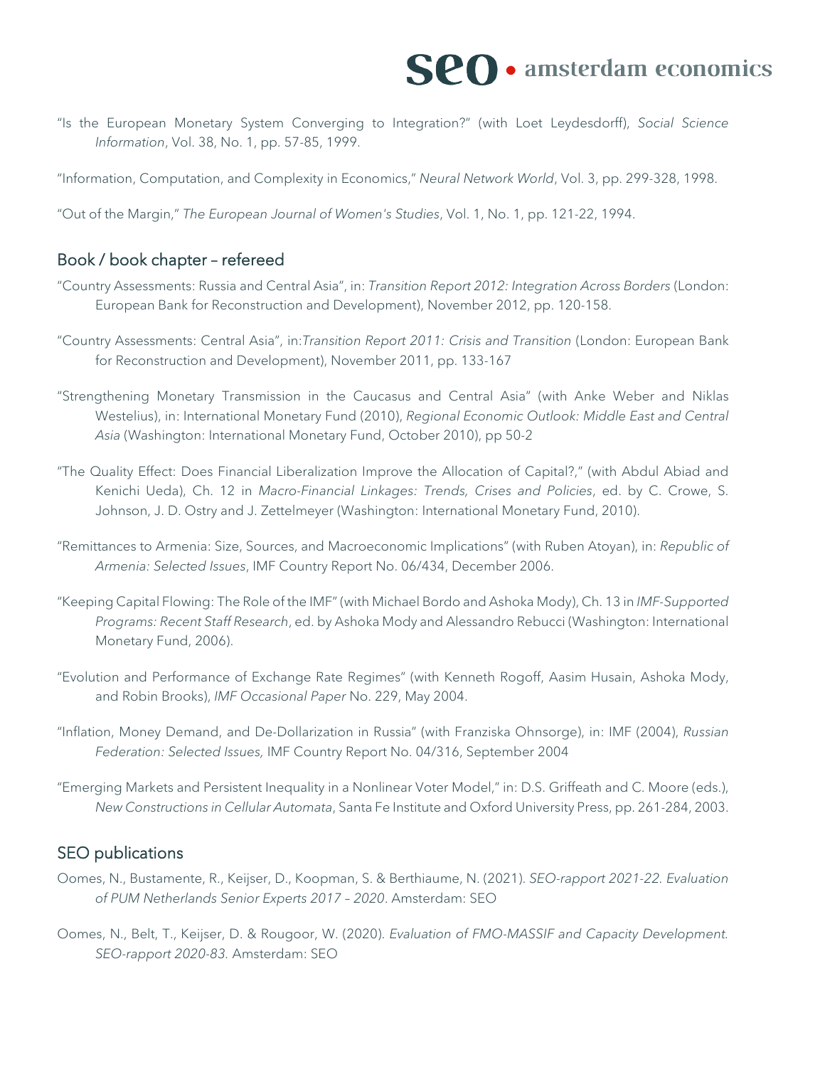"Is the European Monetary System Converging to Integration?" (with Loet Leydesdorff), *Social Science Information*, Vol. 38, No. 1, pp. 57-85, 1999.

"Information, Computation, and Complexity in Economics," *Neural Network World*, Vol. 3, pp. 299-328, 1998.

"Out of the Margin," *The European Journal of Women's Studies*, Vol. 1, No. 1, pp. 121-22, 1994.

## Book / book chapter – refereed

"Country Assessments: Russia and Central Asia", in: *Transition Report 2012: Integration Across Borders* (London: European Bank for Reconstruction and Development), November 2012, pp. 120-158.

"Country Assessments: Central Asia", in:*Transition Report 2011: Crisis and Transition* (London: European Bank for Reconstruction and Development), November 2011, pp. 133-167

"Strengthening Monetary Transmission in the Caucasus and Central Asia" (with Anke Weber and Niklas Westelius), in: International Monetary Fund (2010), *Regional Economic Outlook: Middle East and Central Asia* (Washington: International Monetary Fund, October 2010), pp 50-2

"The Quality Effect: Does Financial Liberalization Improve the Allocation of Capital?," (with Abdul Abiad and Kenichi Ueda), Ch. 12 in *Macro-Financial Linkages: Trends, Crises and Policies*, ed. by C. Crowe, S. Johnson, J. D. Ostry and J. Zettelmeyer (Washington: International Monetary Fund, 2010).

"Remittances to Armenia: Size, Sources, and Macroeconomic Implications" (with Ruben Atoyan), in: *Republic of Armenia: Selected Issues*, IMF Country Report No. 06/434, December 2006.

"Keeping Capital Flowing: The Role of the IMF" (with Michael Bordo and Ashoka Mody), Ch. 13 in *IMF-Supported Programs: Recent Staff Research*, ed. by Ashoka Mody and Alessandro Rebucci (Washington: International Monetary Fund, 2006).

"Evolution and Performance of Exchange Rate Regimes" (with Kenneth Rogoff, Aasim Husain, Ashoka Mody, and Robin Brooks), *IMF Occasional Paper* No. 229, May 2004.

"Inflation, Money Demand, and De-Dollarization in Russia" (with Franziska Ohnsorge), in: IMF (2004), *Russian Federation: Selected Issues,* IMF Country Report No. 04/316, September 2004

"Emerging Markets and Persistent Inequality in a Nonlinear Voter Model," in: D.S. Griffeath and C. Moore (eds.), *New Constructions in Cellular Automata*, Santa Fe Institute and Oxford University Press, pp. 261-284, 2003.

## SEO publications

Oomes, N., Bustamente, R., Keijser, D., Koopman, S. & Berthiaume, N. (2021). *SEO-rapport 2021-22. Evaluation of PUM Netherlands Senior Experts 2017 – 2020*. Amsterdam: SEO

Oomes, N., Belt, T., Keijser, D. & Rougoor, W. (2020). *Evaluation of FMO-MASSIF and Capacity Development. SEO-rapport 2020-83.* Amsterdam: SEO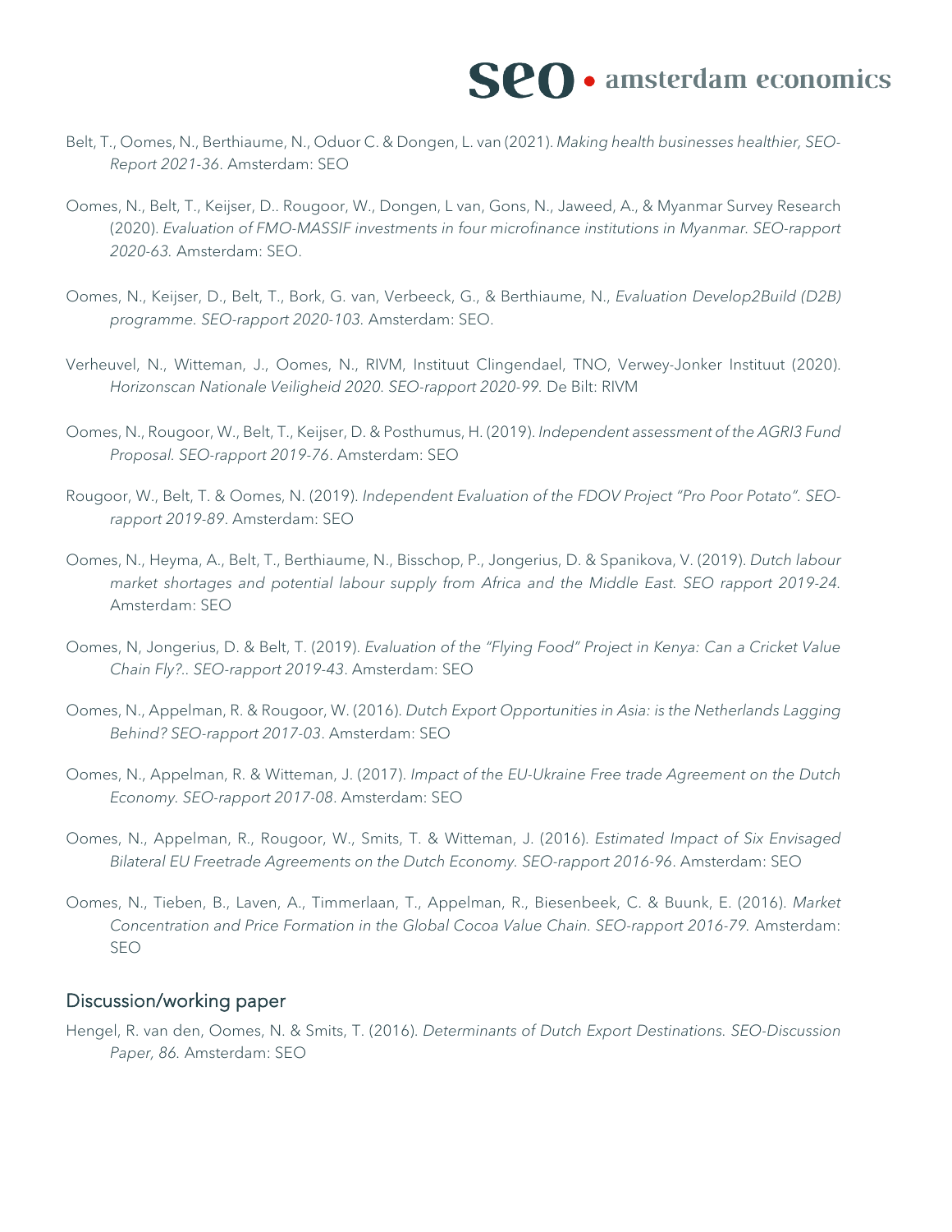Belt, T., Oomes, N., Berthiaume, N., Oduor C. & Dongen, L. van (2021). *Making health businesses healthier, SEO-Report 2021-36*. Amsterdam: SEO

Oomes, N., Belt, T., Keijser, D.. Rougoor, W., Dongen, L van, Gons, N., Jaweed, A., & Myanmar Survey Research (2020). *Evaluation of FMO-MASSIF investments in four microfinance institutions in Myanmar. SEO-rapport 2020-63.* Amsterdam: SEO.

Oomes, N., Keijser, D., Belt, T., Bork, G. van, Verbeeck, G., & Berthiaume, N., *Evaluation Develop2Build (D2B) programme. SEO-rapport 2020-103.* Amsterdam: SEO.

Verheuvel, N., Witteman, J., Oomes, N., RIVM, Instituut Clingendael, TNO, Verwey-Jonker Instituut (2020). *Horizonscan Nationale Veiligheid 2020. SEO-rapport 2020-99.* De Bilt: RIVM

Oomes, N., Rougoor, W., Belt, T., Keijser, D. & Posthumus, H. (2019). *Independent assessment of the AGRI3 Fund Proposal. SEO-rapport 2019-76*. Amsterdam: SEO

Rougoor, W., Belt, T. & Oomes, N. (2019). *Independent Evaluation of the FDOV Project "Pro Poor Potato". SEO-rapport 2019-89*. Amsterdam: SEO

Oomes, N., Heyma, A., Belt, T., Berthiaume, N., Bisschop, P., Jongerius, D. & Spanikova, V. (2019). *Dutch labour market shortages and potential labour supply from Africa and the Middle East. SEO rapport 2019-24.* Amsterdam: SEO

Oomes, N, Jongerius, D. & Belt, T. (2019). *Evaluation of the "Flying Food" Project in Kenya: Can a Cricket Value Chain Fly?.. SEO-rapport 2019-43*. Amsterdam: SEO

Oomes, N., Appelman, R. & Rougoor, W. (2016). *Dutch Export Opportunities in Asia: is the Netherlands Lagging Behind? SEO-rapport 2017-03*. Amsterdam: SEO

Oomes, N., Appelman, R. & Witteman, J. (2017). *Impact of the EU-Ukraine Free trade Agreement on the Dutch Economy. SEO-rapport 2017-08*. Amsterdam: SEO

Oomes, N., Appelman, R., Rougoor, W., Smits, T. & Witteman, J. (2016). *Estimated Impact of Six Envisaged Bilateral EU Freetrade Agreements on the Dutch Economy. SEO-rapport 2016-96*. Amsterdam: SEO

Oomes, N., Tieben, B., Laven, A., Timmerlaan, T., Appelman, R., Biesenbeek, C. & Buunk, E. (2016). *Market Concentration and Price Formation in the Global Cocoa Value Chain. SEO-rapport 2016-79.* Amsterdam: SEO

## Discussion/working paper

Hengel, R. van den, Oomes, N. & Smits, T. (2016). *Determinants of Dutch Export Destinations. SEO-Discussion Paper, 86.* Amsterdam: SEO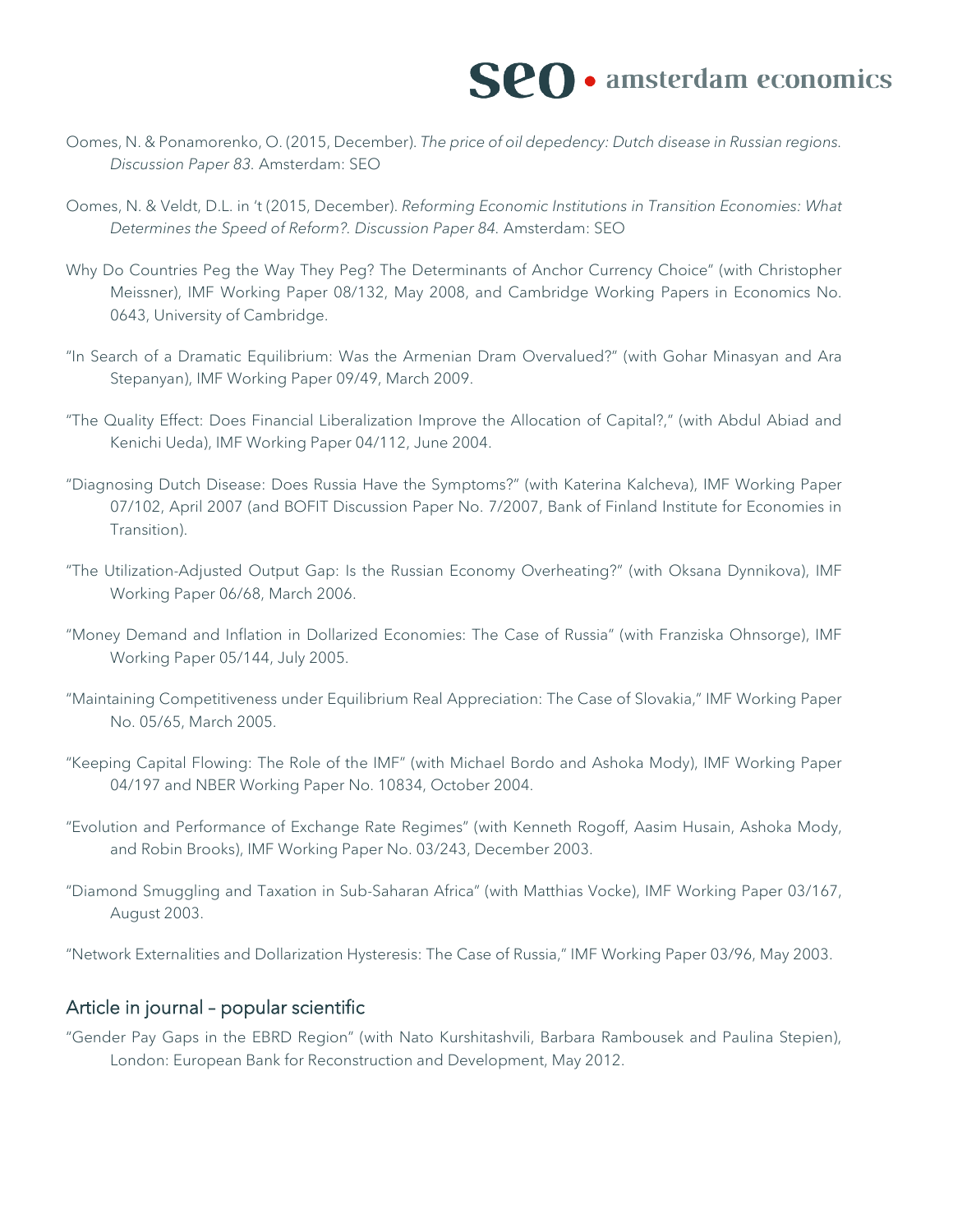Oomes, N. & Ponamorenko, O. (2015, December). *The price of oil depedency: Dutch disease in Russian regions. Discussion Paper 83.* Amsterdam: SEO

Oomes, N. & Veldt, D.L. in 't (2015, December). *Reforming Economic Institutions in Transition Economies: What Determines the Speed of Reform?. Discussion Paper 84.* Amsterdam: SEO

Why Do Countries Peg the Way They Peg? The Determinants of Anchor Currency Choice" (with Christopher Meissner), IMF Working Paper 08/132, May 2008, and Cambridge Working Papers in Economics No. 0643, University of Cambridge.

"In Search of a Dramatic Equilibrium: Was the Armenian Dram Overvalued?" (with Gohar Minasyan and Ara Stepanyan), IMF Working Paper 09/49, March 2009.

"The Quality Effect: Does Financial Liberalization Improve the Allocation of Capital?," (with Abdul Abiad and Kenichi Ueda), IMF Working Paper 04/112, June 2004.

"Diagnosing Dutch Disease: Does Russia Have the Symptoms?" (with Katerina Kalcheva), IMF Working Paper 07/102, April 2007 (and BOFIT Discussion Paper No. 7/2007, Bank of Finland Institute for Economies in Transition).

"The Utilization-Adjusted Output Gap: Is the Russian Economy Overheating?" (with Oksana Dynnikova), IMF Working Paper 06/68, March 2006.

"Money Demand and Inflation in Dollarized Economies: The Case of Russia" (with Franziska Ohnsorge), IMF Working Paper 05/144, July 2005.

"Maintaining Competitiveness under Equilibrium Real Appreciation: The Case of Slovakia," IMF Working Paper No. 05/65, March 2005.

"Keeping Capital Flowing: The Role of the IMF" (with Michael Bordo and Ashoka Mody), IMF Working Paper 04/197 and NBER Working Paper No. 10834, October 2004.

"Evolution and Performance of Exchange Rate Regimes" (with Kenneth Rogoff, Aasim Husain, Ashoka Mody, and Robin Brooks), IMF Working Paper No. 03/243, December 2003.

"Diamond Smuggling and Taxation in Sub-Saharan Africa" (with Matthias Vocke), IMF Working Paper 03/167, August 2003.

"Network Externalities and Dollarization Hysteresis: The Case of Russia," IMF Working Paper 03/96, May 2003.

## Article in journal – popular scientific

"Gender Pay Gaps in the EBRD Region" (with Nato Kurshitashvili, Barbara Rambousek and Paulina Stepien), London: European Bank for Reconstruction and Development, May 2012.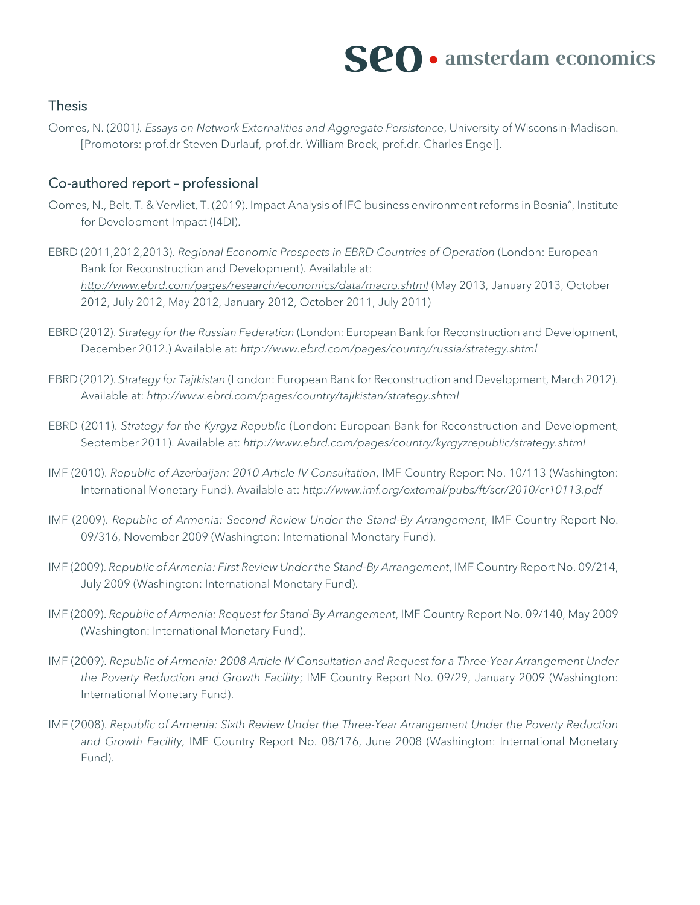## Thesis

Oomes, N. (2001). *Essays on Network Externalities and Aggregate Persistence*, University of Wisconsin-Madison. [Promotors: prof.dr Steven Durlauf, prof.dr. William Brock, prof.dr. Charles Engel].

## Co-authored report – professional

Oomes, N., Belt, T. & Vervliet, T. (2019). Impact Analysis of IFC business environment reforms in Bosnia", Institute for Development Impact (I4DI).

EBRD (2011,2012,2013). *Regional Economic Prospects in EBRD Countries of Operation* (London: European Bank for Reconstruction and Development). Available at: *http://www.ebrd.com/pages/research/economics/data/macro.shtml* (May 2013, January 2013, October 2012, July 2012, May 2012, January 2012, October 2011, July 2011)

EBRD (2012). *Strategy for the Russian Federation* (London: European Bank for Reconstruction and Development, December 2012.) Available at: *http://www.ebrd.com/pages/country/russia/strategy.shtml*

EBRD (2012). *Strategy for Tajikistan* (London: European Bank for Reconstruction and Development, March 2012). Available at: *http://www.ebrd.com/pages/country/tajikistan/strategy.shtml*

EBRD (2011). *Strategy for the Kyrgyz Republic* (London: European Bank for Reconstruction and Development, September 2011). Available at: *http://www.ebrd.com/pages/country/kyrgyzrepublic/strategy.shtml*

IMF (2010). *Republic of Azerbaijan: 2010 Article IV Consultation*, IMF Country Report No. 10/113 (Washington: International Monetary Fund). Available at: *http://www.imf.org/external/pubs/ft/scr/2010/cr10113.pdf*

IMF (2009). *Republic of Armenia: Second Review Under the Stand-By Arrangement*, IMF Country Report No. 09/316, November 2009 (Washington: International Monetary Fund).

IMF (2009). *Republic of Armenia: First Review Under the Stand-By Arrangement*, IMF Country Report No. 09/214, July 2009 (Washington: International Monetary Fund).

IMF (2009). *Republic of Armenia: Request for Stand-By Arrangement*, IMF Country Report No. 09/140, May 2009 (Washington: International Monetary Fund).

IMF (2009). *Republic of Armenia: 2008 Article IV Consultation and Request for a Three-Year Arrangement Under the Poverty Reduction and Growth Facility*; IMF Country Report No. 09/29, January 2009 (Washington: International Monetary Fund).

IMF (2008). *Republic of Armenia: Sixth Review Under the Three-Year Arrangement Under the Poverty Reduction and Growth Facility*, IMF Country Report No. 08/176, June 2008 (Washington: International Monetary Fund).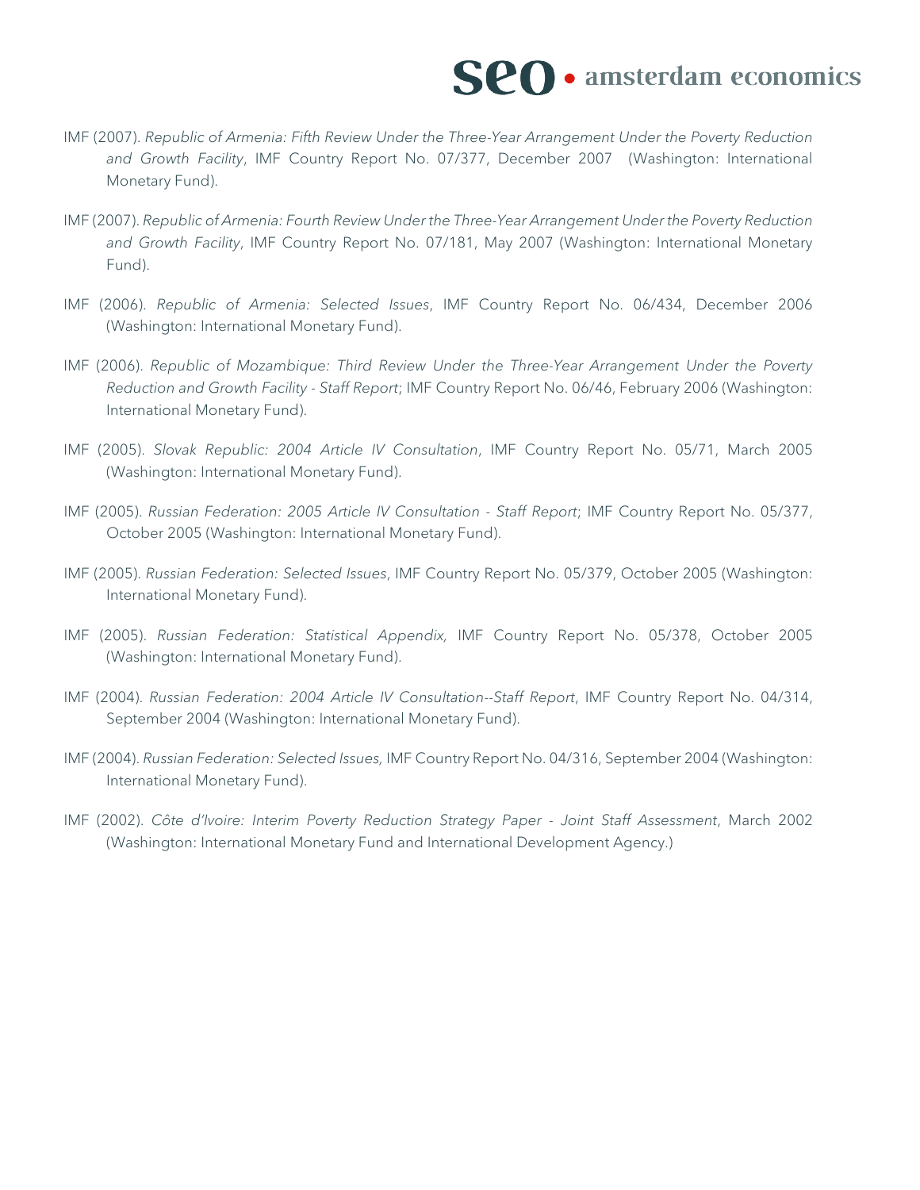IMF (2007). *Republic of Armenia: Fifth Review Under the Three-Year Arrangement Under the Poverty Reduction and Growth Facility*, IMF Country Report No. 07/377, December 2007 (Washington: International Monetary Fund).

IMF (2007). *Republic of Armenia: Fourth Review Under the Three-Year Arrangement Under the Poverty Reduction and Growth Facility*, IMF Country Report No. 07/181, May 2007 (Washington: International Monetary Fund).

IMF (2006). *Republic of Armenia: Selected Issues*, IMF Country Report No. 06/434, December 2006 (Washington: International Monetary Fund).

IMF (2006). *Republic of Mozambique: Third Review Under the Three-Year Arrangement Under the Poverty Reduction and Growth Facility - Staff Report*; IMF Country Report No. 06/46, February 2006 (Washington: International Monetary Fund).

IMF (2005). *Slovak Republic: 2004 Article IV Consultation*, IMF Country Report No. 05/71, March 2005 (Washington: International Monetary Fund).

IMF (2005). *Russian Federation: 2005 Article IV Consultation - Staff Report*; IMF Country Report No. 05/377, October 2005 (Washington: International Monetary Fund).

IMF (2005). *Russian Federation: Selected Issues*, IMF Country Report No. 05/379, October 2005 (Washington: International Monetary Fund).

IMF (2005). *Russian Federation: Statistical Appendix,* IMF Country Report No. 05/378, October 2005 (Washington: International Monetary Fund).

IMF (2004). *Russian Federation: 2004 Article IV Consultation--Staff Report*, IMF Country Report No. 04/314, September 2004 (Washington: International Monetary Fund).

IMF (2004). *Russian Federation: Selected Issues,* IMF Country Report No. 04/316, September 2004 (Washington: International Monetary Fund).

IMF (2002). *Côte d'Ivoire: Interim Poverty Reduction Strategy Paper - Joint Staff Assessment*, March 2002 (Washington: International Monetary Fund and International Development Agency.)